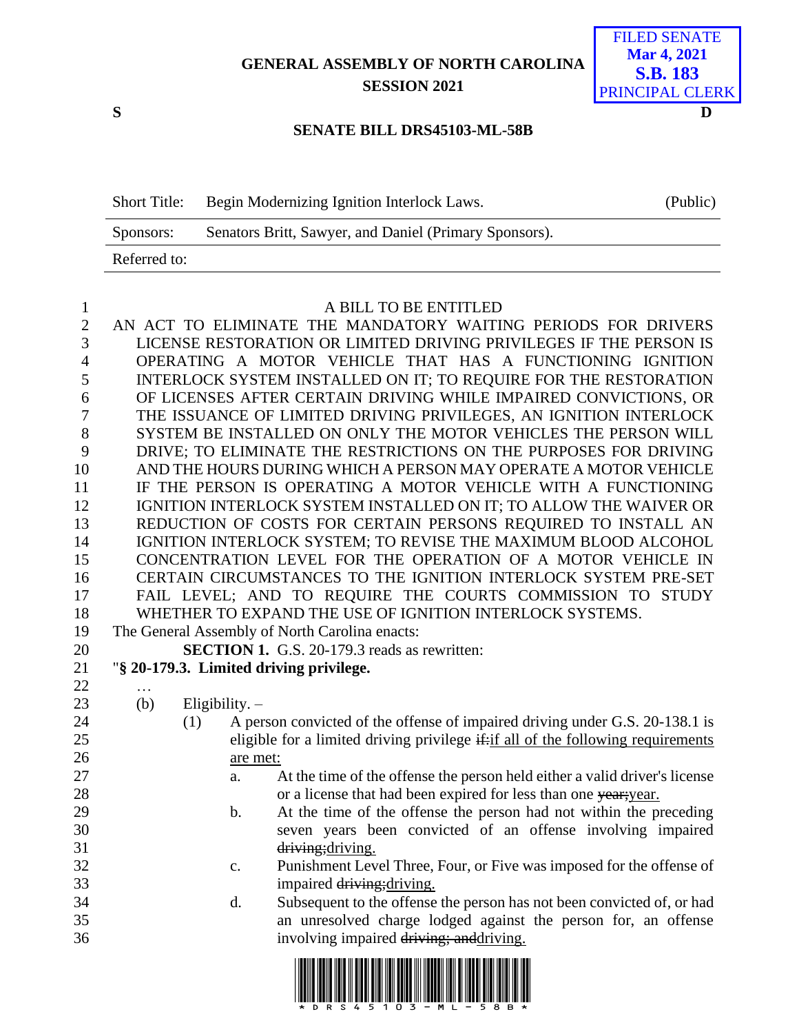GENERAL ASSEMBLY OF NORTH CAROLINA
SESSION 2021

FILED SENATE
Mar 4, 2021
S.B. 183
PRINCIPAL CLERK

S D

**SENATE BILL DRS45103-ML-58B**

| | | |
|---|---|---|
| Short Title: | Begin Modernizing Ignition Interlock Laws. | (Public) |
| Sponsors: | Senators Britt, Sawyer, and Daniel (Primary Sponsors). | |
| Referred to: | | |

A BILL TO BE ENTITLED

AN ACT TO ELIMINATE THE MANDATORY WAITING PERIODS FOR DRIVERS LICENSE RESTORATION OR LIMITED DRIVING PRIVILEGES IF THE PERSON IS OPERATING A MOTOR VEHICLE THAT HAS A FUNCTIONING IGNITION INTERLOCK SYSTEM INSTALLED ON IT; TO REQUIRE FOR THE RESTORATION OF LICENSES AFTER CERTAIN DRIVING WHILE IMPAIRED CONVICTIONS, OR THE ISSUANCE OF LIMITED DRIVING PRIVILEGES, AN IGNITION INTERLOCK SYSTEM BE INSTALLED ON ONLY THE MOTOR VEHICLES THE PERSON WILL DRIVE; TO ELIMINATE THE RESTRICTIONS ON THE PURPOSES FOR DRIVING AND THE HOURS DURING WHICH A PERSON MAY OPERATE A MOTOR VEHICLE IF THE PERSON IS OPERATING A MOTOR VEHICLE WITH A FUNCTIONING IGNITION INTERLOCK SYSTEM INSTALLED ON IT; TO ALLOW THE WAIVER OR REDUCTION OF COSTS FOR CERTAIN PERSONS REQUIRED TO INSTALL AN IGNITION INTERLOCK SYSTEM; TO REVISE THE MAXIMUM BLOOD ALCOHOL CONCENTRATION LEVEL FOR THE OPERATION OF A MOTOR VEHICLE IN CERTAIN CIRCUMSTANCES TO THE IGNITION INTERLOCK SYSTEM PRE-SET FAIL LEVEL; AND TO REQUIRE THE COURTS COMMISSION TO STUDY WHETHER TO EXPAND THE USE OF IGNITION INTERLOCK SYSTEMS.

The General Assembly of North Carolina enacts:

**SECTION 1.** G.S. 20-179.3 reads as rewritten:

"**§ 20-179.3. Limited driving privilege.**

…

(b) Eligibility. –

(1) A person convicted of the offense of impaired driving under G.S. 20-138.1 is eligible for a limited driving privilege ~~if:~~if all of the following requirements are met:

a. At the time of the offense the person held either a valid driver's license or a license that had been expired for less than one ~~year;~~year.

b. At the time of the offense the person had not within the preceding seven years been convicted of an offense involving impaired ~~driving;~~driving.

c. Punishment Level Three, Four, or Five was imposed for the offense of impaired ~~driving;~~driving.

d. Subsequent to the offense the person has not been convicted of, or had an unresolved charge lodged against the person for, an offense involving impaired ~~driving; and~~driving.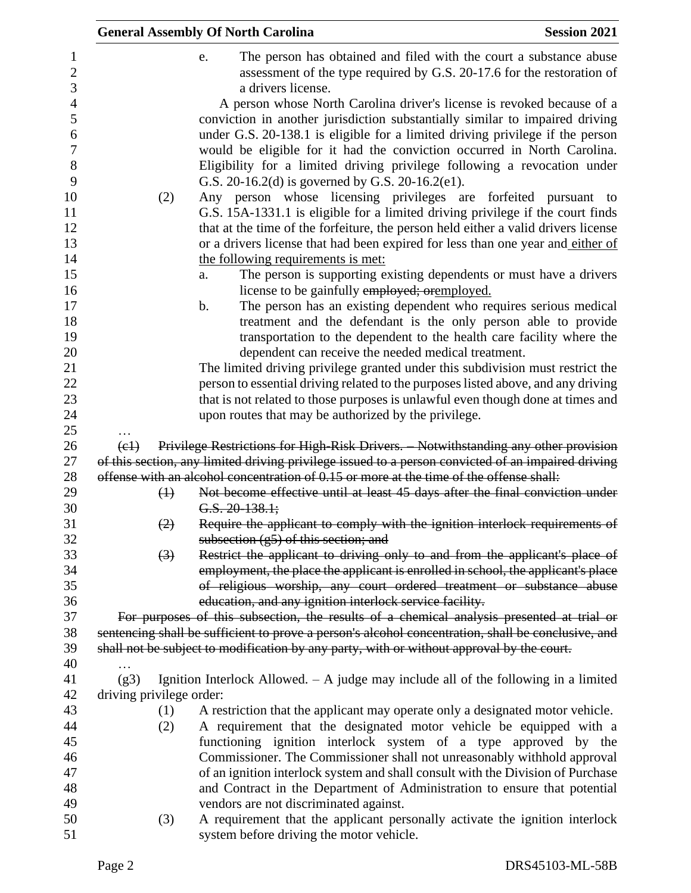e. The person has obtained and filed with the court a substance abuse assessment of the type required by G.S. 20-17.6 for the restoration of a drivers license.

A person whose North Carolina driver's license is revoked because of a conviction in another jurisdiction substantially similar to impaired driving under G.S. 20-138.1 is eligible for a limited driving privilege if the person would be eligible for it had the conviction occurred in North Carolina. Eligibility for a limited driving privilege following a revocation under G.S. 20-16.2(d) is governed by G.S. 20-16.2(e1).

(2) Any person whose licensing privileges are forfeited pursuant to G.S. 15A-1331.1 is eligible for a limited driving privilege if the court finds that at the time of the forfeiture, the person held either a valid drivers license or a drivers license that had been expired for less than one year and either of the following requirements is met:

a. The person is supporting existing dependents or must have a drivers license to be gainfully ~~employed; or~~employed.

b. The person has an existing dependent who requires serious medical treatment and the defendant is the only person able to provide transportation to the dependent to the health care facility where the dependent can receive the needed medical treatment.

The limited driving privilege granted under this subdivision must restrict the person to essential driving related to the purposes listed above, and any driving that is not related to those purposes is unlawful even though done at times and upon routes that may be authorized by the privilege.

…

~~(c1) Privilege Restrictions for High-Risk Drivers. – Notwithstanding any other provision of this section, any limited driving privilege issued to a person convicted of an impaired driving offense with an alcohol concentration of 0.15 or more at the time of the offense shall:~~

~~(1) Not become effective until at least 45 days after the final conviction under G.S. 20-138.1;~~

~~(2) Require the applicant to comply with the ignition interlock requirements of subsection (g5) of this section; and~~

~~(3) Restrict the applicant to driving only to and from the applicant's place of employment, the place the applicant is enrolled in school, the applicant's place of religious worship, any court ordered treatment or substance abuse education, and any ignition interlock service facility.~~

~~For purposes of this subsection, the results of a chemical analysis presented at trial or sentencing shall be sufficient to prove a person's alcohol concentration, shall be conclusive, and shall not be subject to modification by any party, with or without approval by the court.~~

…

(g3) Ignition Interlock Allowed. – A judge may include all of the following in a limited driving privilege order:

(1) A restriction that the applicant may operate only a designated motor vehicle.

(2) A requirement that the designated motor vehicle be equipped with a functioning ignition interlock system of a type approved by the Commissioner. The Commissioner shall not unreasonably withhold approval of an ignition interlock system and shall consult with the Division of Purchase and Contract in the Department of Administration to ensure that potential vendors are not discriminated against.

(3) A requirement that the applicant personally activate the ignition interlock system before driving the motor vehicle.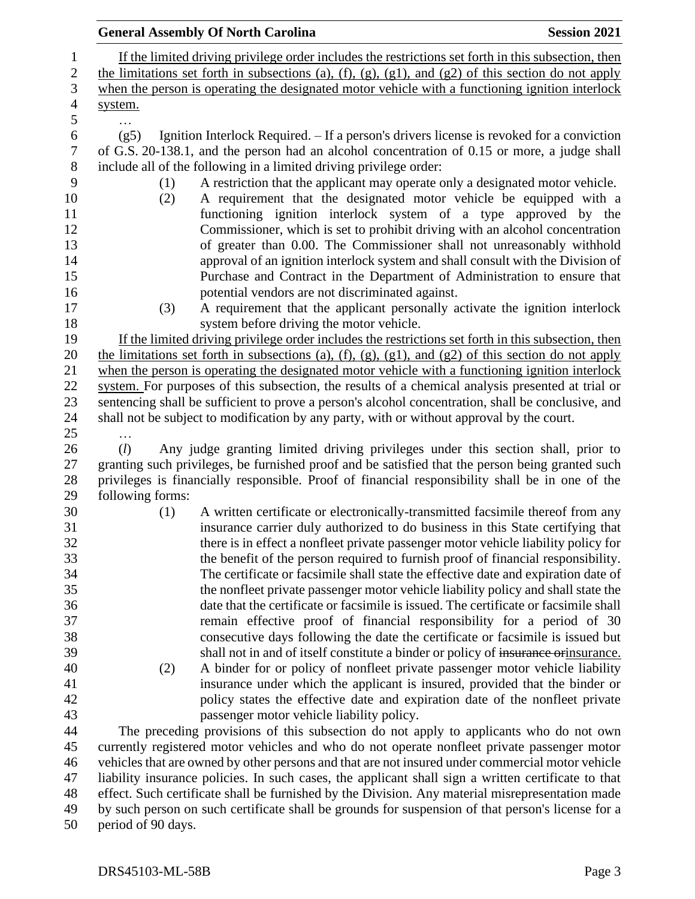If the limited driving privilege order includes the restrictions set forth in this subsection, then the limitations set forth in subsections (a), (f), (g), (g1), and (g2) of this section do not apply when the person is operating the designated motor vehicle with a functioning ignition interlock system.

…

(g5) Ignition Interlock Required. – If a person's drivers license is revoked for a conviction of G.S. 20-138.1, and the person had an alcohol concentration of 0.15 or more, a judge shall include all of the following in a limited driving privilege order:

(1) A restriction that the applicant may operate only a designated motor vehicle.

(2) A requirement that the designated motor vehicle be equipped with a functioning ignition interlock system of a type approved by the Commissioner, which is set to prohibit driving with an alcohol concentration of greater than 0.00. The Commissioner shall not unreasonably withhold approval of an ignition interlock system and shall consult with the Division of Purchase and Contract in the Department of Administration to ensure that potential vendors are not discriminated against.

(3) A requirement that the applicant personally activate the ignition interlock system before driving the motor vehicle.

If the limited driving privilege order includes the restrictions set forth in this subsection, then the limitations set forth in subsections (a), (f), (g), (g1), and (g2) of this section do not apply when the person is operating the designated motor vehicle with a functioning ignition interlock system. For purposes of this subsection, the results of a chemical analysis presented at trial or sentencing shall be sufficient to prove a person's alcohol concentration, shall be conclusive, and shall not be subject to modification by any party, with or without approval by the court.

…

(*l*) Any judge granting limited driving privileges under this section shall, prior to granting such privileges, be furnished proof and be satisfied that the person being granted such privileges is financially responsible. Proof of financial responsibility shall be in one of the following forms:

(1) A written certificate or electronically-transmitted facsimile thereof from any insurance carrier duly authorized to do business in this State certifying that there is in effect a nonfleet private passenger motor vehicle liability policy for the benefit of the person required to furnish proof of financial responsibility. The certificate or facsimile shall state the effective date and expiration date of the nonfleet private passenger motor vehicle liability policy and shall state the date that the certificate or facsimile is issued. The certificate or facsimile shall remain effective proof of financial responsibility for a period of 30 consecutive days following the date the certificate or facsimile is issued but shall not in and of itself constitute a binder or policy of ~~insurance or~~insurance.

(2) A binder for or policy of nonfleet private passenger motor vehicle liability insurance under which the applicant is insured, provided that the binder or policy states the effective date and expiration date of the nonfleet private passenger motor vehicle liability policy.

The preceding provisions of this subsection do not apply to applicants who do not own currently registered motor vehicles and who do not operate nonfleet private passenger motor vehicles that are owned by other persons and that are not insured under commercial motor vehicle liability insurance policies. In such cases, the applicant shall sign a written certificate to that effect. Such certificate shall be furnished by the Division. Any material misrepresentation made by such person on such certificate shall be grounds for suspension of that person's license for a period of 90 days.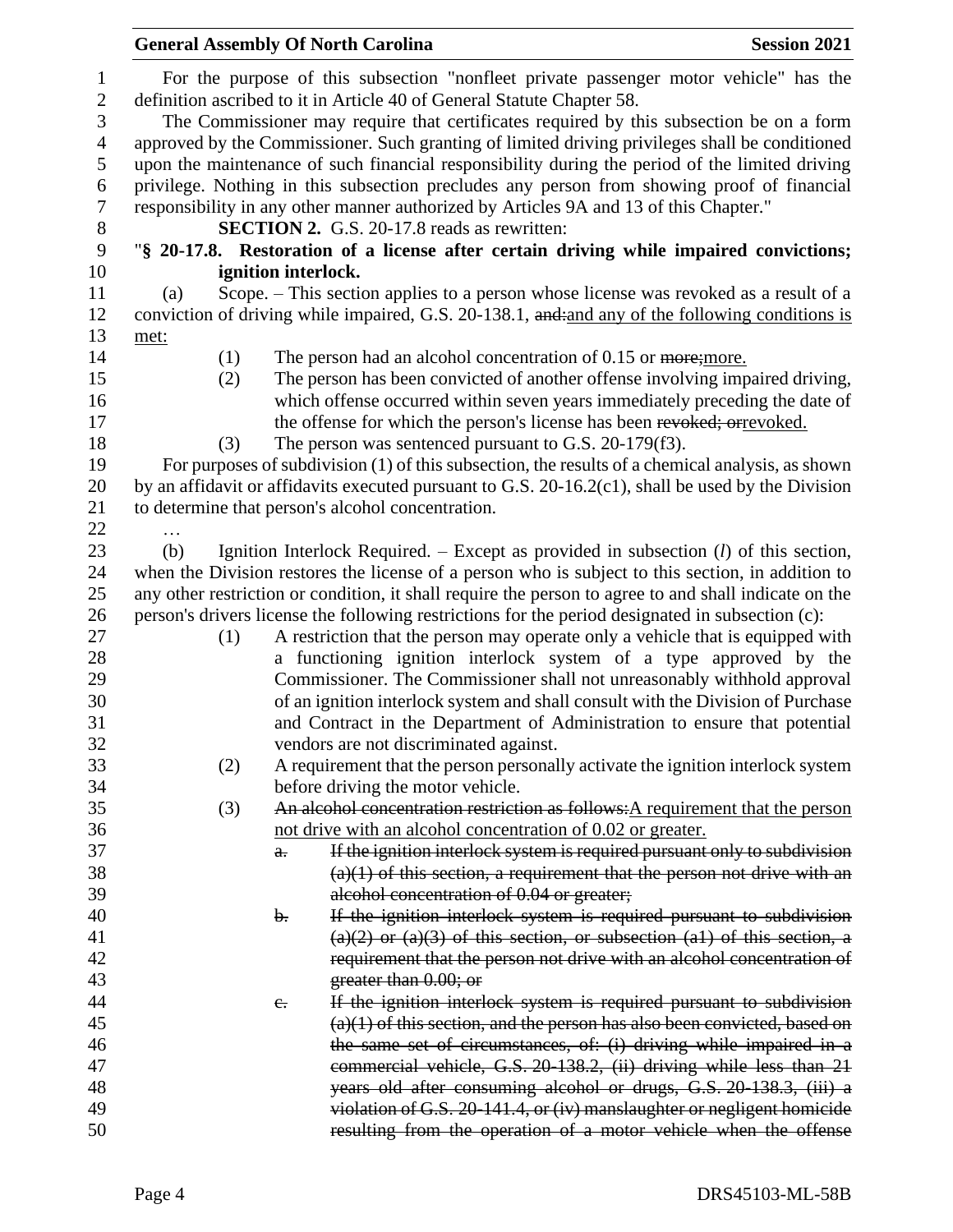For the purpose of this subsection "nonfleet private passenger motor vehicle" has the definition ascribed to it in Article 40 of General Statute Chapter 58.

The Commissioner may require that certificates required by this subsection be on a form approved by the Commissioner. Such granting of limited driving privileges shall be conditioned upon the maintenance of such financial responsibility during the period of the limited driving privilege. Nothing in this subsection precludes any person from showing proof of financial responsibility in any other manner authorized by Articles 9A and 13 of this Chapter."

**SECTION 2.** G.S. 20-17.8 reads as rewritten:

"**§ 20-17.8. Restoration of a license after certain driving while impaired convictions; ignition interlock.**

(a) Scope. – This section applies to a person whose license was revoked as a result of a conviction of driving while impaired, G.S. 20-138.1, ~~and:~~and any of the following conditions is met:

(1) The person had an alcohol concentration of 0.15 or ~~more;~~more.

(2) The person has been convicted of another offense involving impaired driving, which offense occurred within seven years immediately preceding the date of the offense for which the person's license has been ~~revoked; or~~revoked.

(3) The person was sentenced pursuant to G.S. 20-179(f3).

For purposes of subdivision (1) of this subsection, the results of a chemical analysis, as shown by an affidavit or affidavits executed pursuant to G.S. 20-16.2(c1), shall be used by the Division to determine that person's alcohol concentration.

…

(b) Ignition Interlock Required. – Except as provided in subsection (*l*) of this section, when the Division restores the license of a person who is subject to this section, in addition to any other restriction or condition, it shall require the person to agree to and shall indicate on the person's drivers license the following restrictions for the period designated in subsection (c):

(1) A restriction that the person may operate only a vehicle that is equipped with a functioning ignition interlock system of a type approved by the Commissioner. The Commissioner shall not unreasonably withhold approval of an ignition interlock system and shall consult with the Division of Purchase and Contract in the Department of Administration to ensure that potential vendors are not discriminated against.

(2) A requirement that the person personally activate the ignition interlock system before driving the motor vehicle.

(3) ~~An alcohol concentration restriction as follows:~~A requirement that the person not drive with an alcohol concentration of 0.02 or greater.

~~a. If the ignition interlock system is required pursuant only to subdivision (a)(1) of this section, a requirement that the person not drive with an alcohol concentration of 0.04 or greater;~~

~~b. If the ignition interlock system is required pursuant to subdivision (a)(2) or (a)(3) of this section, or subsection (a1) of this section, a requirement that the person not drive with an alcohol concentration of greater than 0.00; or~~

~~c. If the ignition interlock system is required pursuant to subdivision (a)(1) of this section, and the person has also been convicted, based on the same set of circumstances, of: (i) driving while impaired in a commercial vehicle, G.S. 20-138.2, (ii) driving while less than 21 years old after consuming alcohol or drugs, G.S. 20-138.3, (iii) a violation of G.S. 20-141.4, or (iv) manslaughter or negligent homicide resulting from the operation of a motor vehicle when the offense~~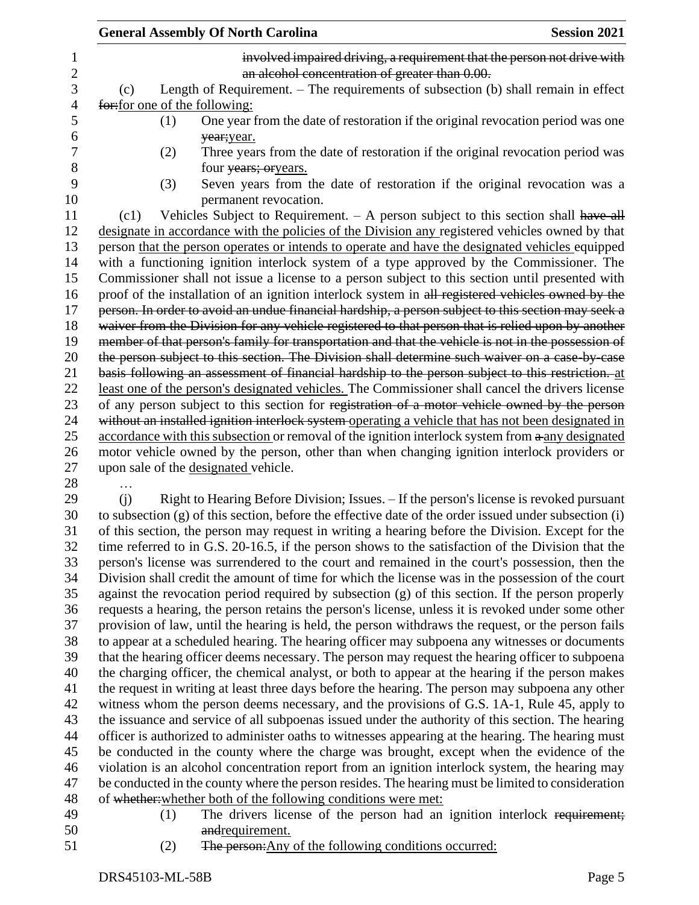involved impaired driving, a requirement that the person not drive with an alcohol concentration of greater than 0.00.

(c) Length of Requirement. – The requirements of subsection (b) shall remain in effect for:for one of the following:

(1) One year from the date of restoration if the original revocation period was one year;year.

(2) Three years from the date of restoration if the original revocation period was four years; oryears.

(3) Seven years from the date of restoration if the original revocation was a permanent revocation.

(c1) Vehicles Subject to Requirement. – A person subject to this section shall have all designate in accordance with the policies of the Division any registered vehicles owned by that person that the person operates or intends to operate and have the designated vehicles equipped with a functioning ignition interlock system of a type approved by the Commissioner. The Commissioner shall not issue a license to a person subject to this section until presented with proof of the installation of an ignition interlock system in all registered vehicles owned by the person. In order to avoid an undue financial hardship, a person subject to this section may seek a waiver from the Division for any vehicle registered to that person that is relied upon by another member of that person's family for transportation and that the vehicle is not in the possession of the person subject to this section. The Division shall determine such waiver on a case-by-case basis following an assessment of financial hardship to the person subject to this restriction. at least one of the person's designated vehicles. The Commissioner shall cancel the drivers license of any person subject to this section for registration of a motor vehicle owned by the person without an installed ignition interlock system operating a vehicle that has not been designated in accordance with this subsection or removal of the ignition interlock system from a any designated motor vehicle owned by the person, other than when changing ignition interlock providers or upon sale of the designated vehicle.

…

(j) Right to Hearing Before Division; Issues. – If the person's license is revoked pursuant to subsection (g) of this section, before the effective date of the order issued under subsection (i) of this section, the person may request in writing a hearing before the Division. Except for the time referred to in G.S. 20-16.5, if the person shows to the satisfaction of the Division that the person's license was surrendered to the court and remained in the court's possession, then the Division shall credit the amount of time for which the license was in the possession of the court against the revocation period required by subsection (g) of this section. If the person properly requests a hearing, the person retains the person's license, unless it is revoked under some other provision of law, until the hearing is held, the person withdraws the request, or the person fails to appear at a scheduled hearing. The hearing officer may subpoena any witnesses or documents that the hearing officer deems necessary. The person may request the hearing officer to subpoena the charging officer, the chemical analyst, or both to appear at the hearing if the person makes the request in writing at least three days before the hearing. The person may subpoena any other witness whom the person deems necessary, and the provisions of G.S. 1A-1, Rule 45, apply to the issuance and service of all subpoenas issued under the authority of this section. The hearing officer is authorized to administer oaths to witnesses appearing at the hearing. The hearing must be conducted in the county where the charge was brought, except when the evidence of the violation is an alcohol concentration report from an ignition interlock system, the hearing may be conducted in the county where the person resides. The hearing must be limited to consideration of whether:whether both of the following conditions were met:

(1) The drivers license of the person had an ignition interlock requirement; andrequirement.

(2) The person:Any of the following conditions occurred: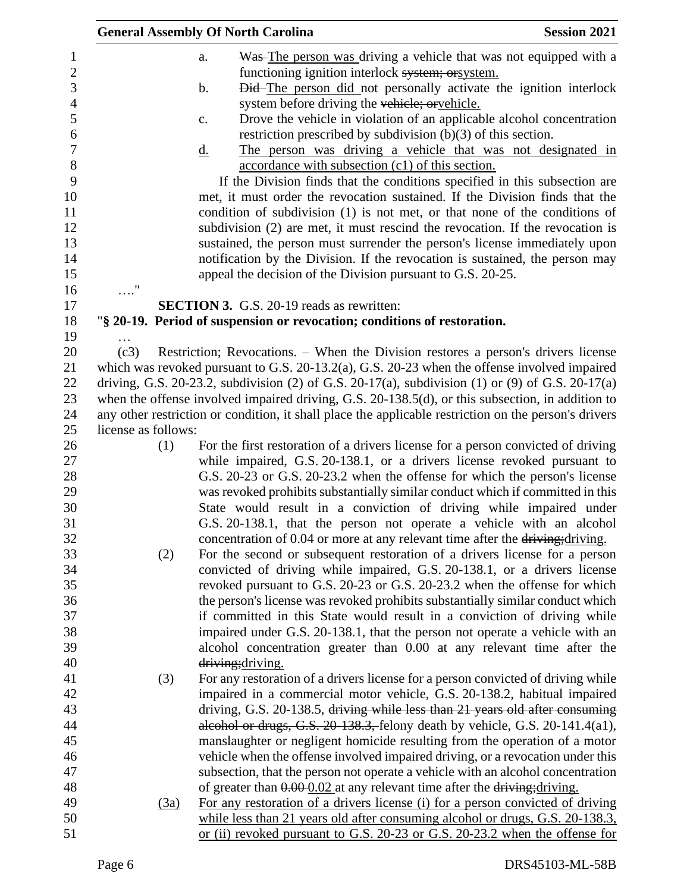a. ~~Was~~ The person was driving a vehicle that was not equipped with a functioning ignition interlock ~~system; or~~system.

b. ~~Did~~ The person did not personally activate the ignition interlock system before driving the ~~vehicle; or~~vehicle.

c. Drove the vehicle in violation of an applicable alcohol concentration restriction prescribed by subdivision (b)(3) of this section.

<u>d.</u> <u>The person was driving a vehicle that was not designated in accordance with subsection (c1) of this section.</u>

If the Division finds that the conditions specified in this subsection are met, it must order the revocation sustained. If the Division finds that the condition of subdivision (1) is not met, or that none of the conditions of subdivision (2) are met, it must rescind the revocation. If the revocation is sustained, the person must surrender the person's license immediately upon notification by the Division. If the revocation is sustained, the person may appeal the decision of the Division pursuant to G.S. 20-25.

…."

**SECTION 3.** G.S. 20-19 reads as rewritten:

"**§ 20-19. Period of suspension or revocation; conditions of restoration.**

…

(c3) Restriction; Revocations. – When the Division restores a person's drivers license which was revoked pursuant to G.S. 20-13.2(a), G.S. 20-23 when the offense involved impaired driving, G.S. 20-23.2, subdivision (2) of G.S. 20-17(a), subdivision (1) or (9) of G.S. 20-17(a) when the offense involved impaired driving, G.S. 20-138.5(d), or this subsection, in addition to any other restriction or condition, it shall place the applicable restriction on the person's drivers license as follows:

(1) For the first restoration of a drivers license for a person convicted of driving while impaired, G.S. 20-138.1, or a drivers license revoked pursuant to G.S. 20-23 or G.S. 20-23.2 when the offense for which the person's license was revoked prohibits substantially similar conduct which if committed in this State would result in a conviction of driving while impaired under G.S. 20-138.1, that the person not operate a vehicle with an alcohol concentration of 0.04 or more at any relevant time after the ~~driving;~~driving.

(2) For the second or subsequent restoration of a drivers license for a person convicted of driving while impaired, G.S. 20-138.1, or a drivers license revoked pursuant to G.S. 20-23 or G.S. 20-23.2 when the offense for which the person's license was revoked prohibits substantially similar conduct which if committed in this State would result in a conviction of driving while impaired under G.S. 20-138.1, that the person not operate a vehicle with an alcohol concentration greater than 0.00 at any relevant time after the ~~driving;~~driving.

(3) For any restoration of a drivers license for a person convicted of driving while impaired in a commercial motor vehicle, G.S. 20-138.2, habitual impaired driving, G.S. 20-138.5, ~~driving while less than 21 years old after consuming alcohol or drugs, G.S. 20-138.3,~~ felony death by vehicle, G.S. 20-141.4(a1), manslaughter or negligent homicide resulting from the operation of a motor vehicle when the offense involved impaired driving, or a revocation under this subsection, that the person not operate a vehicle with an alcohol concentration of greater than ~~0.00~~ 0.02 at any relevant time after the ~~driving;~~driving.

<u>(3a)</u> <u>For any restoration of a drivers license (i) for a person convicted of driving while less than 21 years old after consuming alcohol or drugs, G.S. 20-138.3, or (ii) revoked pursuant to G.S. 20-23 or G.S. 20-23.2 when the offense for</u>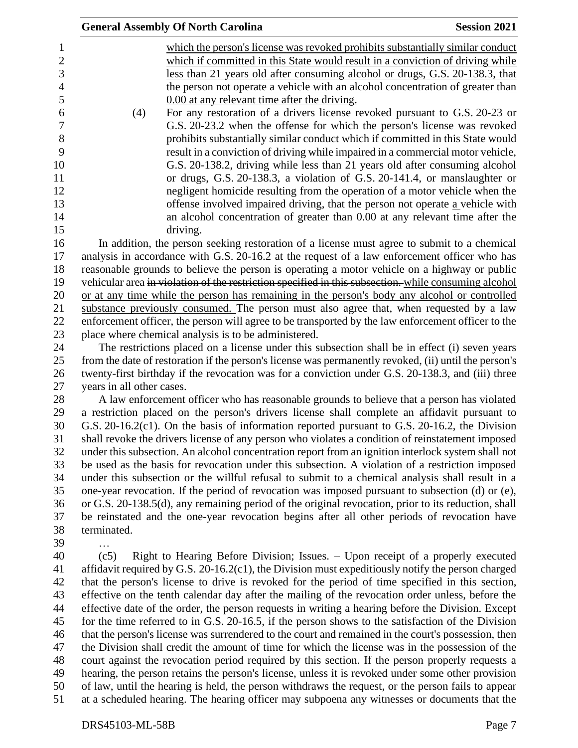which the person's license was revoked prohibits substantially similar conduct which if committed in this State would result in a conviction of driving while less than 21 years old after consuming alcohol or drugs, G.S. 20-138.3, that the person not operate a vehicle with an alcohol concentration of greater than 0.00 at any relevant time after the driving.

(4) For any restoration of a drivers license revoked pursuant to G.S. 20-23 or G.S. 20-23.2 when the offense for which the person's license was revoked prohibits substantially similar conduct which if committed in this State would result in a conviction of driving while impaired in a commercial motor vehicle, G.S. 20-138.2, driving while less than 21 years old after consuming alcohol or drugs, G.S. 20-138.3, a violation of G.S. 20-141.4, or manslaughter or negligent homicide resulting from the operation of a motor vehicle when the offense involved impaired driving, that the person not operate a vehicle with an alcohol concentration of greater than 0.00 at any relevant time after the driving.

In addition, the person seeking restoration of a license must agree to submit to a chemical analysis in accordance with G.S. 20-16.2 at the request of a law enforcement officer who has reasonable grounds to believe the person is operating a motor vehicle on a highway or public vehicular area ~~in violation of the restriction specified in this subsection.~~ while consuming alcohol or at any time while the person has remaining in the person's body any alcohol or controlled substance previously consumed. The person must also agree that, when requested by a law enforcement officer, the person will agree to be transported by the law enforcement officer to the place where chemical analysis is to be administered.

The restrictions placed on a license under this subsection shall be in effect (i) seven years from the date of restoration if the person's license was permanently revoked, (ii) until the person's twenty-first birthday if the revocation was for a conviction under G.S. 20-138.3, and (iii) three years in all other cases.

A law enforcement officer who has reasonable grounds to believe that a person has violated a restriction placed on the person's drivers license shall complete an affidavit pursuant to G.S. 20-16.2(c1). On the basis of information reported pursuant to G.S. 20-16.2, the Division shall revoke the drivers license of any person who violates a condition of reinstatement imposed under this subsection. An alcohol concentration report from an ignition interlock system shall not be used as the basis for revocation under this subsection. A violation of a restriction imposed under this subsection or the willful refusal to submit to a chemical analysis shall result in a one-year revocation. If the period of revocation was imposed pursuant to subsection (d) or (e), or G.S. 20-138.5(d), any remaining period of the original revocation, prior to its reduction, shall be reinstated and the one-year revocation begins after all other periods of revocation have terminated.

…

(c5) Right to Hearing Before Division; Issues. – Upon receipt of a properly executed affidavit required by G.S. 20-16.2(c1), the Division must expeditiously notify the person charged that the person's license to drive is revoked for the period of time specified in this section, effective on the tenth calendar day after the mailing of the revocation order unless, before the effective date of the order, the person requests in writing a hearing before the Division. Except for the time referred to in G.S. 20-16.5, if the person shows to the satisfaction of the Division that the person's license was surrendered to the court and remained in the court's possession, then the Division shall credit the amount of time for which the license was in the possession of the court against the revocation period required by this section. If the person properly requests a hearing, the person retains the person's license, unless it is revoked under some other provision of law, until the hearing is held, the person withdraws the request, or the person fails to appear at a scheduled hearing. The hearing officer may subpoena any witnesses or documents that the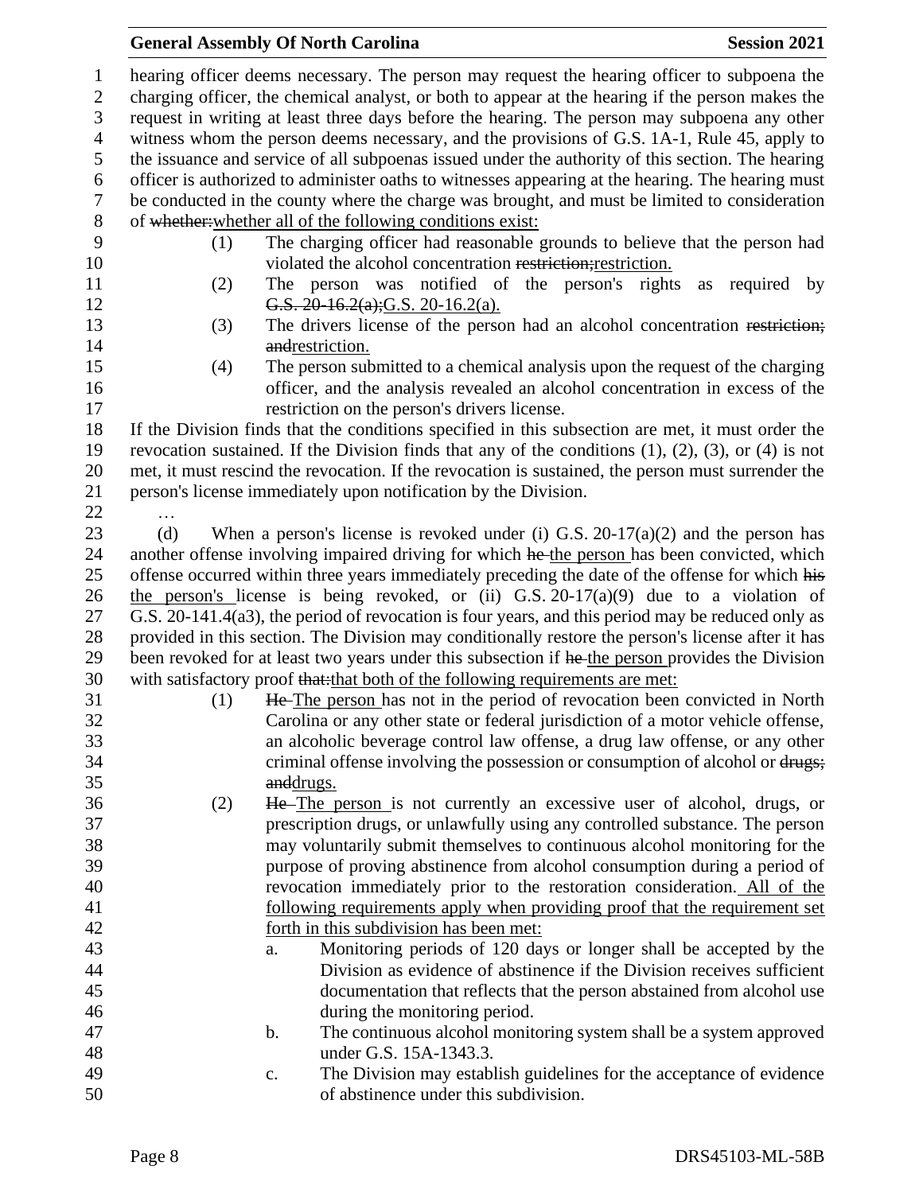hearing officer deems necessary. The person may request the hearing officer to subpoena the charging officer, the chemical analyst, or both to appear at the hearing if the person makes the request in writing at least three days before the hearing. The person may subpoena any other witness whom the person deems necessary, and the provisions of G.S. 1A-1, Rule 45, apply to the issuance and service of all subpoenas issued under the authority of this section. The hearing officer is authorized to administer oaths to witnesses appearing at the hearing. The hearing must be conducted in the county where the charge was brought, and must be limited to consideration of ~~whether:~~whether all of the following conditions exist:

(1) The charging officer had reasonable grounds to believe that the person had violated the alcohol concentration ~~restriction;~~restriction.

(2) The person was notified of the person's rights as required by ~~G.S. 20-16.2(a);~~G.S. 20-16.2(a).

(3) The drivers license of the person had an alcohol concentration ~~restriction; and~~restriction.

(4) The person submitted to a chemical analysis upon the request of the charging officer, and the analysis revealed an alcohol concentration in excess of the restriction on the person's drivers license.

If the Division finds that the conditions specified in this subsection are met, it must order the revocation sustained. If the Division finds that any of the conditions (1), (2), (3), or (4) is not met, it must rescind the revocation. If the revocation is sustained, the person must surrender the person's license immediately upon notification by the Division.

…

(d) When a person's license is revoked under (i) G.S. 20-17(a)(2) and the person has another offense involving impaired driving for which ~~he~~ the person has been convicted, which offense occurred within three years immediately preceding the date of the offense for which ~~his~~ the person's license is being revoked, or (ii) G.S. 20-17(a)(9) due to a violation of G.S. 20-141.4(a3), the period of revocation is four years, and this period may be reduced only as provided in this section. The Division may conditionally restore the person's license after it has been revoked for at least two years under this subsection if ~~he~~ the person provides the Division with satisfactory proof ~~that:~~that both of the following requirements are met:

(1) ~~He~~ The person has not in the period of revocation been convicted in North Carolina or any other state or federal jurisdiction of a motor vehicle offense, an alcoholic beverage control law offense, a drug law offense, or any other criminal offense involving the possession or consumption of alcohol or ~~drugs; and~~drugs.

(2) ~~He~~ The person is not currently an excessive user of alcohol, drugs, or prescription drugs, or unlawfully using any controlled substance. The person may voluntarily submit themselves to continuous alcohol monitoring for the purpose of proving abstinence from alcohol consumption during a period of revocation immediately prior to the restoration consideration. All of the following requirements apply when providing proof that the requirement set forth in this subdivision has been met:

a. Monitoring periods of 120 days or longer shall be accepted by the Division as evidence of abstinence if the Division receives sufficient documentation that reflects that the person abstained from alcohol use during the monitoring period.

b. The continuous alcohol monitoring system shall be a system approved under G.S. 15A-1343.3.

c. The Division may establish guidelines for the acceptance of evidence of abstinence under this subdivision.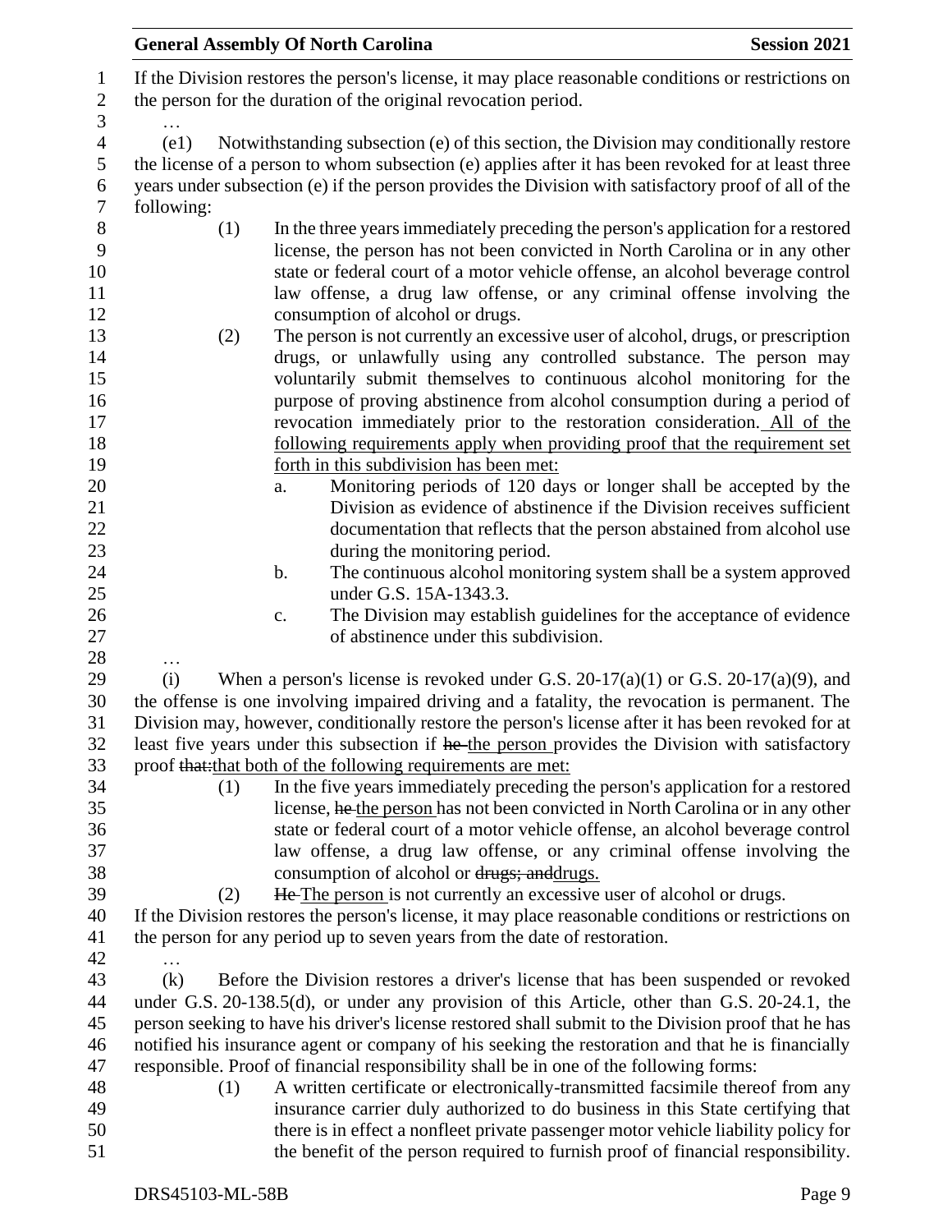If the Division restores the person's license, it may place reasonable conditions or restrictions on the person for the duration of the original revocation period.

…

(e1) Notwithstanding subsection (e) of this section, the Division may conditionally restore the license of a person to whom subsection (e) applies after it has been revoked for at least three years under subsection (e) if the person provides the Division with satisfactory proof of all of the following:

(1) In the three years immediately preceding the person's application for a restored license, the person has not been convicted in North Carolina or in any other state or federal court of a motor vehicle offense, an alcohol beverage control law offense, a drug law offense, or any criminal offense involving the consumption of alcohol or drugs.

(2) The person is not currently an excessive user of alcohol, drugs, or prescription drugs, or unlawfully using any controlled substance. The person may voluntarily submit themselves to continuous alcohol monitoring for the purpose of proving abstinence from alcohol consumption during a period of revocation immediately prior to the restoration consideration. <u>All of the following requirements apply when providing proof that the requirement set forth in this subdivision has been met:</u>

a. Monitoring periods of 120 days or longer shall be accepted by the Division as evidence of abstinence if the Division receives sufficient documentation that reflects that the person abstained from alcohol use during the monitoring period.

b. The continuous alcohol monitoring system shall be a system approved under G.S. 15A-1343.3.

c. The Division may establish guidelines for the acceptance of evidence of abstinence under this subdivision.

…

(i) When a person's license is revoked under G.S. 20-17(a)(1) or G.S. 20-17(a)(9), and the offense is one involving impaired driving and a fatality, the revocation is permanent. The Division may, however, conditionally restore the person's license after it has been revoked for at least five years under this subsection if ~~he~~ <u>the person</u> provides the Division with satisfactory proof ~~that:~~<u>that both of the following requirements are met:</u>

(1) In the five years immediately preceding the person's application for a restored license, ~~he~~ <u>the person</u> has not been convicted in North Carolina or in any other state or federal court of a motor vehicle offense, an alcohol beverage control law offense, a drug law offense, or any criminal offense involving the consumption of alcohol or ~~drugs; and~~<u>drugs.</u>

(2) ~~He~~ <u>The person</u> is not currently an excessive user of alcohol or drugs.

If the Division restores the person's license, it may place reasonable conditions or restrictions on the person for any period up to seven years from the date of restoration.

…

(k) Before the Division restores a driver's license that has been suspended or revoked under G.S. 20-138.5(d), or under any provision of this Article, other than G.S. 20-24.1, the person seeking to have his driver's license restored shall submit to the Division proof that he has notified his insurance agent or company of his seeking the restoration and that he is financially responsible. Proof of financial responsibility shall be in one of the following forms:

(1) A written certificate or electronically-transmitted facsimile thereof from any insurance carrier duly authorized to do business in this State certifying that there is in effect a nonfleet private passenger motor vehicle liability policy for the benefit of the person required to furnish proof of financial responsibility.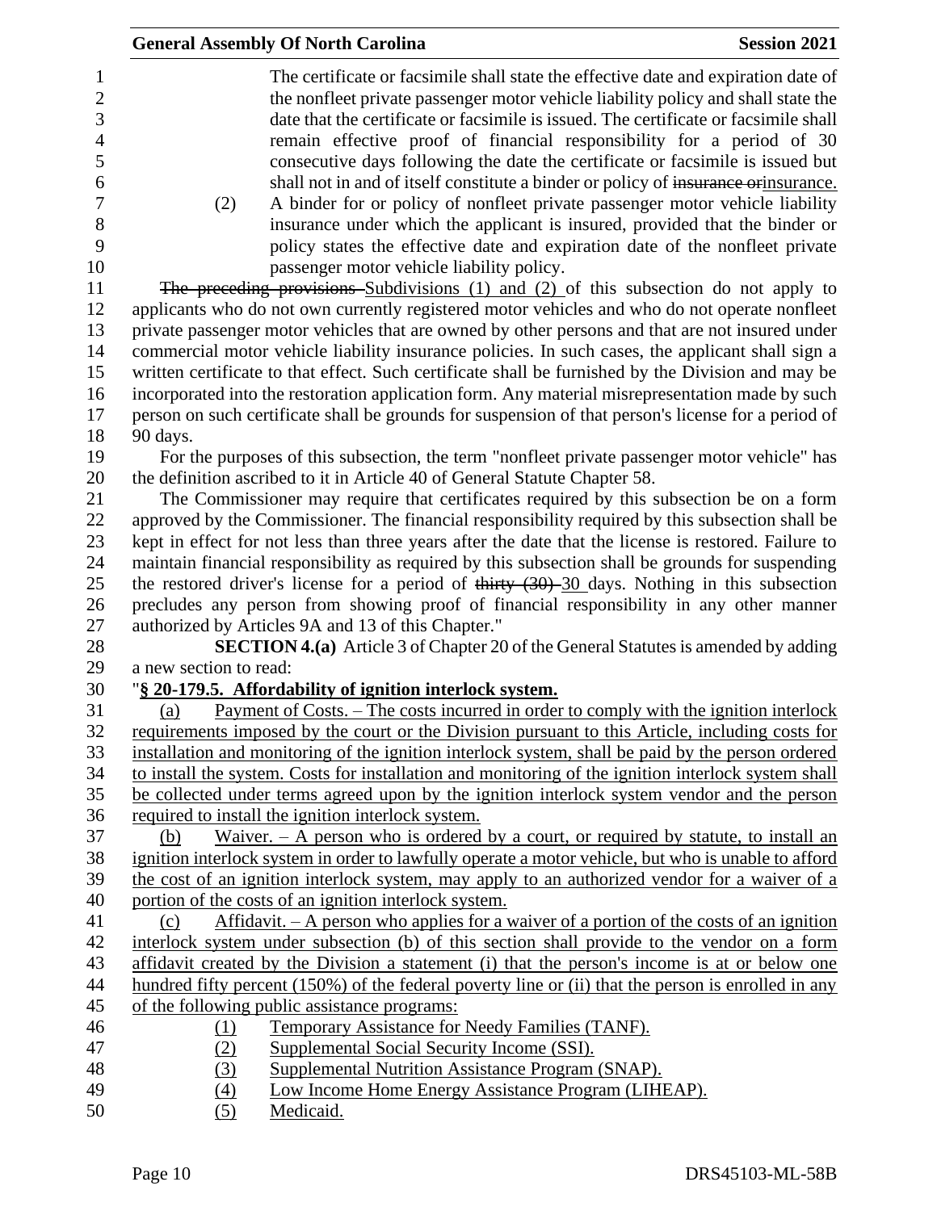The certificate or facsimile shall state the effective date and expiration date of the nonfleet private passenger motor vehicle liability policy and shall state the date that the certificate or facsimile is issued. The certificate or facsimile shall remain effective proof of financial responsibility for a period of 30 consecutive days following the date the certificate or facsimile is issued but shall not in and of itself constitute a binder or policy of ~~insurance or~~insurance.

(2) A binder for or policy of nonfleet private passenger motor vehicle liability insurance under which the applicant is insured, provided that the binder or policy states the effective date and expiration date of the nonfleet private passenger motor vehicle liability policy.

~~The preceding provisions~~ Subdivisions (1) and (2) of this subsection do not apply to applicants who do not own currently registered motor vehicles and who do not operate nonfleet private passenger motor vehicles that are owned by other persons and that are not insured under commercial motor vehicle liability insurance policies. In such cases, the applicant shall sign a written certificate to that effect. Such certificate shall be furnished by the Division and may be incorporated into the restoration application form. Any material misrepresentation made by such person on such certificate shall be grounds for suspension of that person's license for a period of 90 days.

For the purposes of this subsection, the term "nonfleet private passenger motor vehicle" has the definition ascribed to it in Article 40 of General Statute Chapter 58.

The Commissioner may require that certificates required by this subsection be on a form approved by the Commissioner. The financial responsibility required by this subsection shall be kept in effect for not less than three years after the date that the license is restored. Failure to maintain financial responsibility as required by this subsection shall be grounds for suspending the restored driver's license for a period of ~~thirty (30)~~ 30 days. Nothing in this subsection precludes any person from showing proof of financial responsibility in any other manner authorized by Articles 9A and 13 of this Chapter."

**SECTION 4.(a)** Article 3 of Chapter 20 of the General Statutes is amended by adding a new section to read:

"**§ 20-179.5. Affordability of ignition interlock system.**

(a) Payment of Costs. – The costs incurred in order to comply with the ignition interlock requirements imposed by the court or the Division pursuant to this Article, including costs for installation and monitoring of the ignition interlock system, shall be paid by the person ordered to install the system. Costs for installation and monitoring of the ignition interlock system shall be collected under terms agreed upon by the ignition interlock system vendor and the person required to install the ignition interlock system.

(b) Waiver. – A person who is ordered by a court, or required by statute, to install an ignition interlock system in order to lawfully operate a motor vehicle, but who is unable to afford the cost of an ignition interlock system, may apply to an authorized vendor for a waiver of a portion of the costs of an ignition interlock system.

(c) Affidavit. – A person who applies for a waiver of a portion of the costs of an ignition interlock system under subsection (b) of this section shall provide to the vendor on a form affidavit created by the Division a statement (i) that the person's income is at or below one hundred fifty percent (150%) of the federal poverty line or (ii) that the person is enrolled in any of the following public assistance programs:

(1) Temporary Assistance for Needy Families (TANF).
(2) Supplemental Social Security Income (SSI).
(3) Supplemental Nutrition Assistance Program (SNAP).
(4) Low Income Home Energy Assistance Program (LIHEAP).
(5) Medicaid.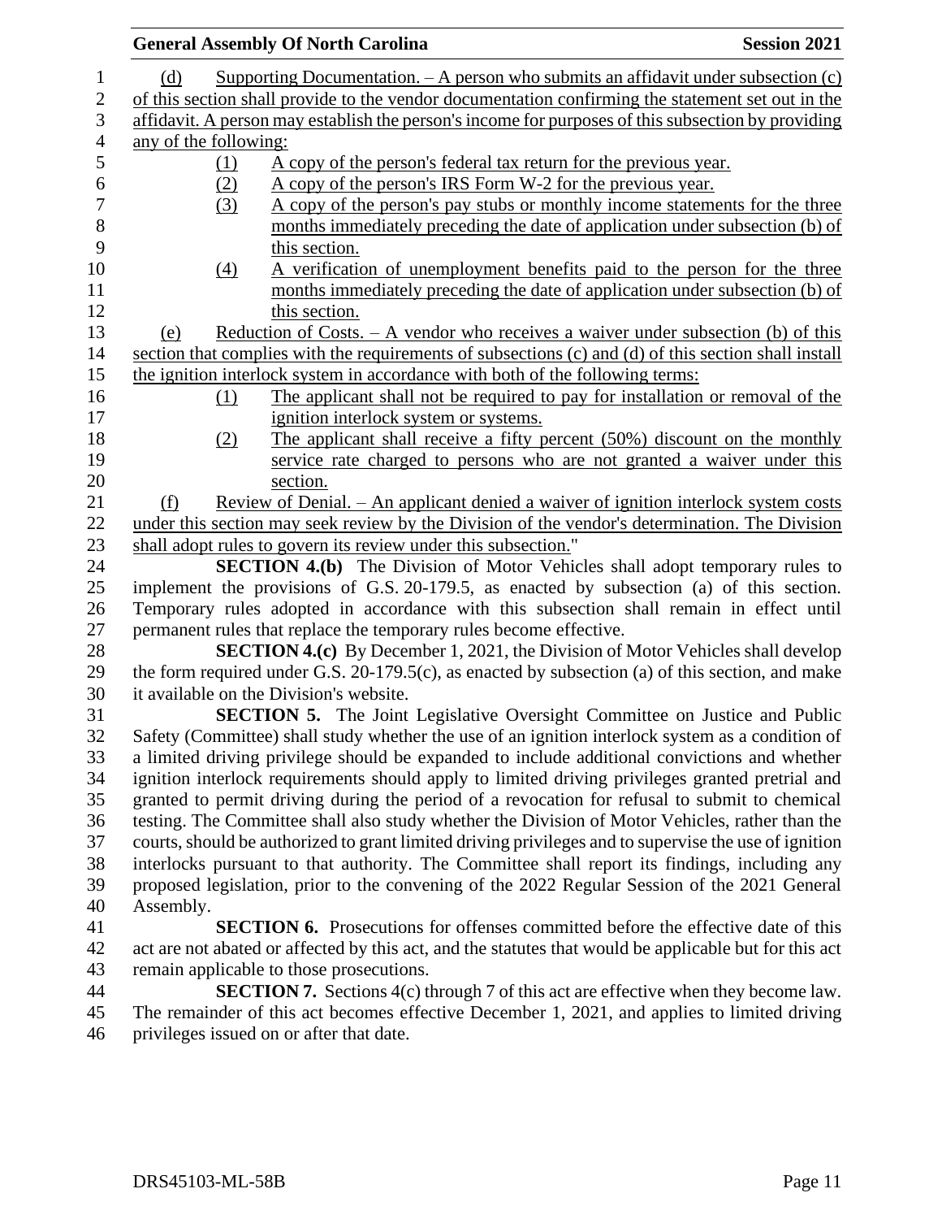(d) Supporting Documentation. – A person who submits an affidavit under subsection (c) of this section shall provide to the vendor documentation confirming the statement set out in the affidavit. A person may establish the person's income for purposes of this subsection by providing any of the following:

(1) A copy of the person's federal tax return for the previous year.

(2) A copy of the person's IRS Form W-2 for the previous year.

(3) A copy of the person's pay stubs or monthly income statements for the three months immediately preceding the date of application under subsection (b) of this section.

(4) A verification of unemployment benefits paid to the person for the three months immediately preceding the date of application under subsection (b) of this section.

(e) Reduction of Costs. – A vendor who receives a waiver under subsection (b) of this section that complies with the requirements of subsections (c) and (d) of this section shall install the ignition interlock system in accordance with both of the following terms:

(1) The applicant shall not be required to pay for installation or removal of the ignition interlock system or systems.

(2) The applicant shall receive a fifty percent (50%) discount on the monthly service rate charged to persons who are not granted a waiver under this section.

(f) Review of Denial. – An applicant denied a waiver of ignition interlock system costs under this section may seek review by the Division of the vendor's determination. The Division shall adopt rules to govern its review under this subsection."

**SECTION 4.(b)** The Division of Motor Vehicles shall adopt temporary rules to implement the provisions of G.S. 20-179.5, as enacted by subsection (a) of this section. Temporary rules adopted in accordance with this subsection shall remain in effect until permanent rules that replace the temporary rules become effective.

**SECTION 4.(c)** By December 1, 2021, the Division of Motor Vehicles shall develop the form required under G.S. 20-179.5(c), as enacted by subsection (a) of this section, and make it available on the Division's website.

**SECTION 5.** The Joint Legislative Oversight Committee on Justice and Public Safety (Committee) shall study whether the use of an ignition interlock system as a condition of a limited driving privilege should be expanded to include additional convictions and whether ignition interlock requirements should apply to limited driving privileges granted pretrial and granted to permit driving during the period of a revocation for refusal to submit to chemical testing. The Committee shall also study whether the Division of Motor Vehicles, rather than the courts, should be authorized to grant limited driving privileges and to supervise the use of ignition interlocks pursuant to that authority. The Committee shall report its findings, including any proposed legislation, prior to the convening of the 2022 Regular Session of the 2021 General Assembly.

**SECTION 6.** Prosecutions for offenses committed before the effective date of this act are not abated or affected by this act, and the statutes that would be applicable but for this act remain applicable to those prosecutions.

**SECTION 7.** Sections 4(c) through 7 of this act are effective when they become law. The remainder of this act becomes effective December 1, 2021, and applies to limited driving privileges issued on or after that date.